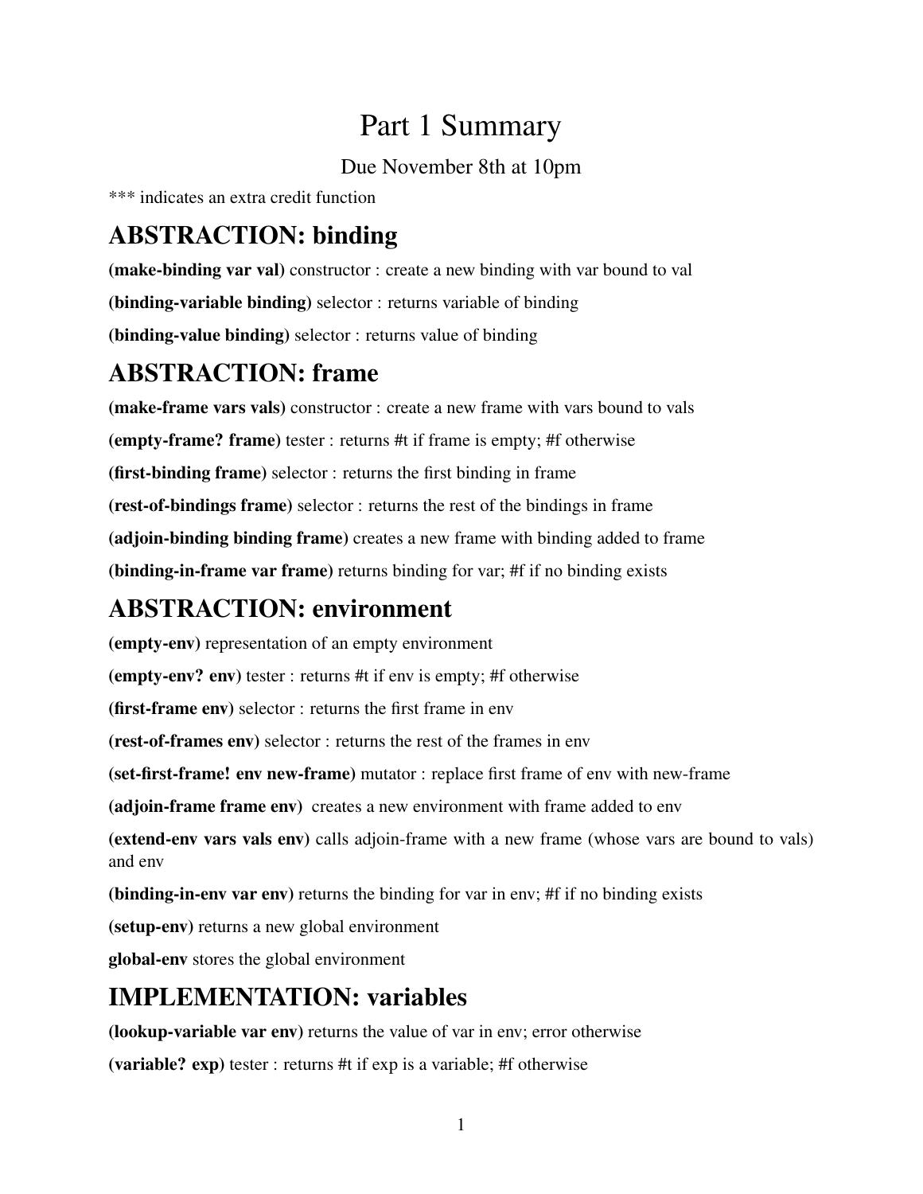# Part 1 Summary

Due November 8th at 10pm

*** indicates an extra credit function

## ABSTRACTION: binding

**(make-binding var val)** constructor : create a new binding with var bound to val

**(binding-variable binding)** selector : returns variable of binding

**(binding-value binding)** selector : returns value of binding

## ABSTRACTION: frame

**(make-frame vars vals)** constructor : create a new frame with vars bound to vals

**(empty-frame? frame)** tester : returns #t if frame is empty; #f otherwise

**(first-binding frame)** selector : returns the first binding in frame

**(rest-of-bindings frame)** selector : returns the rest of the bindings in frame

**(adjoin-binding binding frame)** creates a new frame with binding added to frame

**(binding-in-frame var frame)** returns binding for var; #f if no binding exists

## ABSTRACTION: environment

**(empty-env)** representation of an empty environment

**(empty-env? env)** tester : returns #t if env is empty; #f otherwise

**(first-frame env)** selector : returns the first frame in env

**(rest-of-frames env)** selector : returns the rest of the frames in env

**(set-first-frame! env new-frame)** mutator : replace first frame of env with new-frame

**(adjoin-frame frame env)** creates a new environment with frame added to env

**(extend-env vars vals env)** calls adjoin-frame with a new frame (whose vars are bound to vals) and env

**(binding-in-env var env)** returns the binding for var in env; #f if no binding exists

**(setup-env)** returns a new global environment

**global-env** stores the global environment

## IMPLEMENTATION: variables

**(lookup-variable var env)** returns the value of var in env; error otherwise

**(variable? exp)** tester : returns #t if exp is a variable; #f otherwise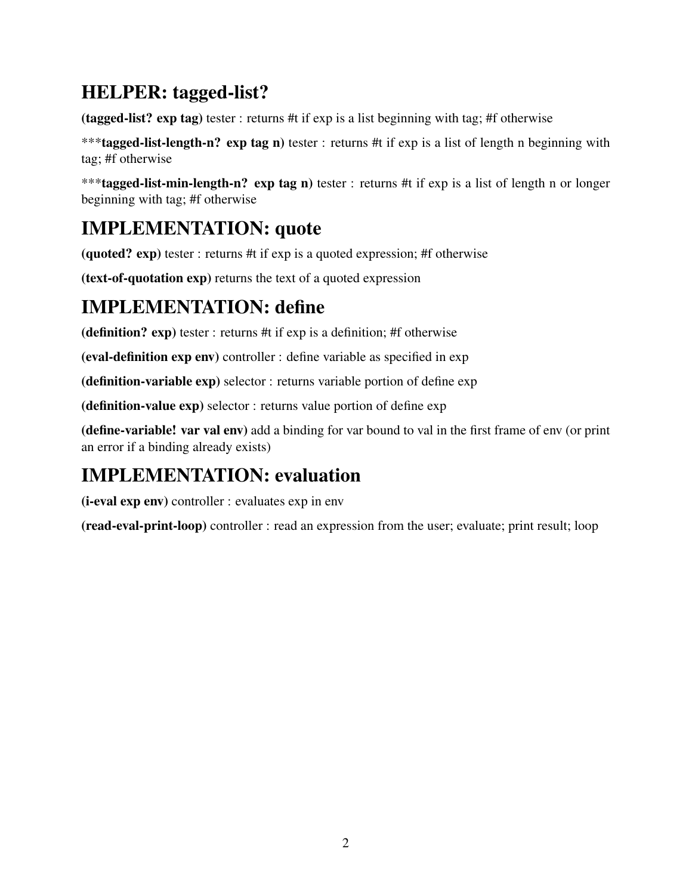## HELPER: tagged-list?

**(tagged-list? exp tag)** tester : returns #t if exp is a list beginning with tag; #f otherwise

***__tagged-list-length-n? exp tag n)__ tester : returns #t if exp is a list of length n beginning with tag; #f otherwise

***__tagged-list-min-length-n? exp tag n)__ tester : returns #t if exp is a list of length n or longer beginning with tag; #f otherwise

## IMPLEMENTATION: quote

**(quoted? exp)** tester : returns #t if exp is a quoted expression; #f otherwise

**(text-of-quotation exp)** returns the text of a quoted expression

## IMPLEMENTATION: define

**(definition? exp)** tester : returns #t if exp is a definition; #f otherwise

**(eval-definition exp env)** controller : define variable as specified in exp

**(definition-variable exp)** selector : returns variable portion of define exp

**(definition-value exp)** selector : returns value portion of define exp

**(define-variable! var val env)** add a binding for var bound to val in the first frame of env (or print an error if a binding already exists)

## IMPLEMENTATION: evaluation

**(i-eval exp env)** controller : evaluates exp in env

**(read-eval-print-loop)** controller : read an expression from the user; evaluate; print result; loop